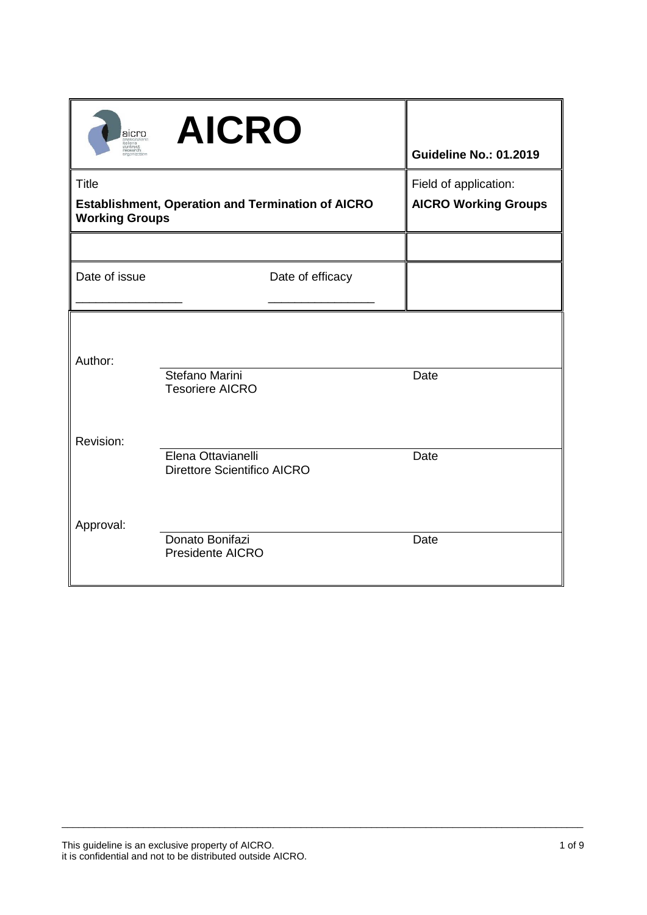| AICRO | Guideline No.: 01.2019 |
| --- | --- |
| Title<br>**Establishment, Operation and Termination of AICRO Working Groups** | Field of application:<br>**AICRO Working Groups** |
| | |
| Date of issue \_\_\_\_\_\_\_\_\_\_\_\_\_\_\_\_ Date of efficacy \_\_\_\_\_\_\_\_\_\_\_\_\_\_\_\_ | |

| | | |
| --- | --- | --- |
| Author: | Stefano Marini<br>Tesoriere AICRO | Date |
| Revision: | Elena Ottavianelli<br>Direttore Scientifico AICRO | Date |
| Approval: | Donato Bonifazi<br>Presidente AICRO | Date |

This guideline is an exclusive property of AICRO.
it is confidential and not to be distributed outside AICRO.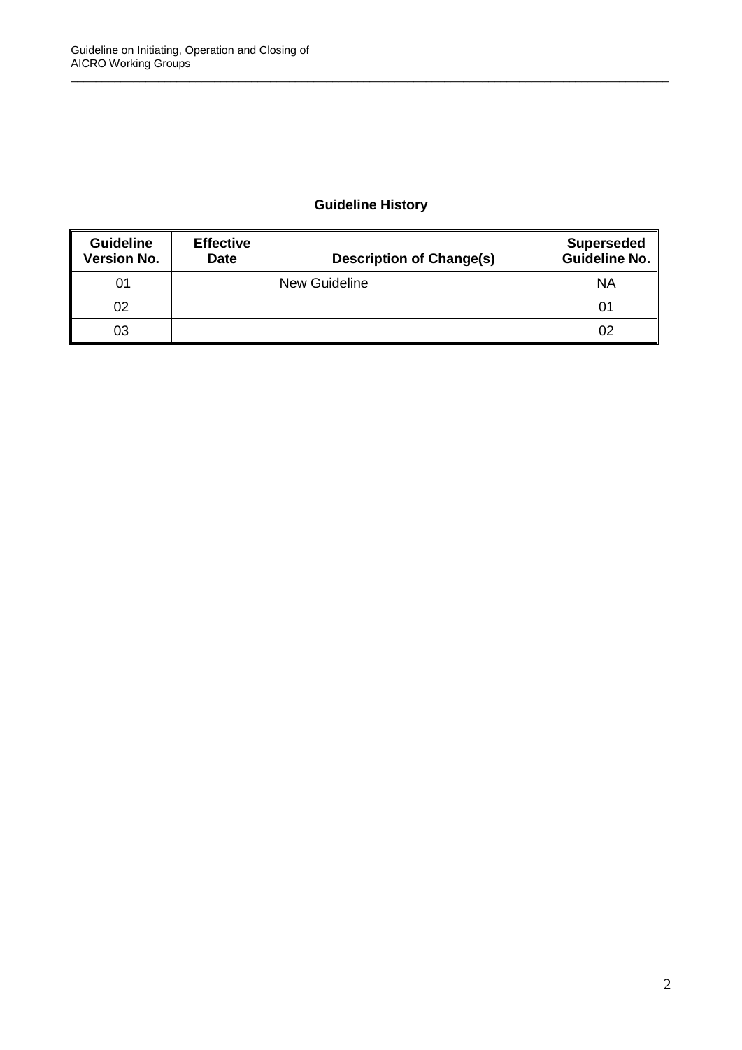**Guideline History**

| Guideline Version No. | Effective Date | Description of Change(s) | Superseded Guideline No. |
|---|---|---|---|
| 01 | | New Guideline | NA |
| 02 | | | 01 |
| 03 | | | 02 |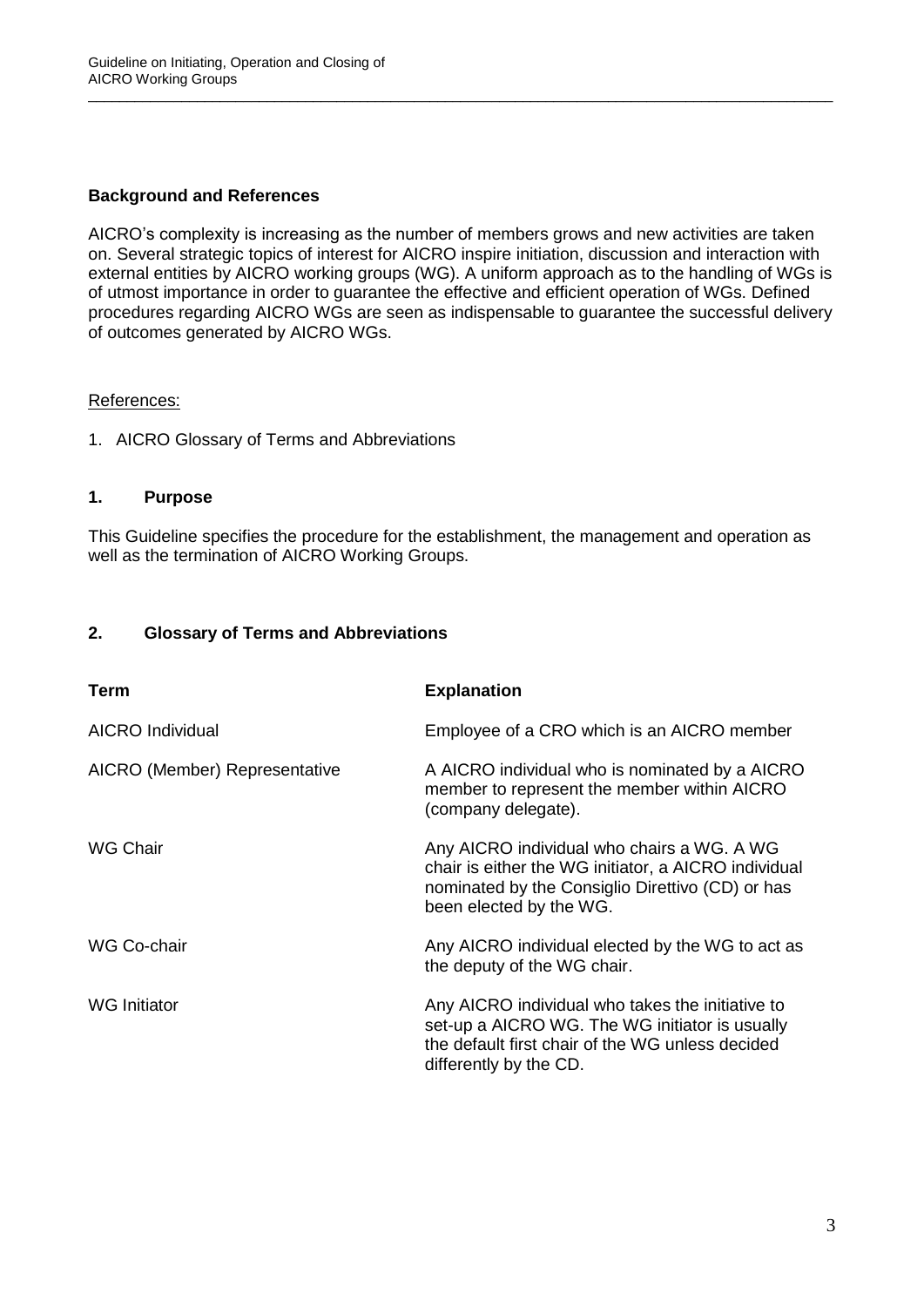**Background and References**

AICRO's complexity is increasing as the number of members grows and new activities are taken on. Several strategic topics of interest for AICRO inspire initiation, discussion and interaction with external entities by AICRO working groups (WG). A uniform approach as to the handling of WGs is of utmost importance in order to guarantee the effective and efficient operation of WGs. Defined procedures regarding AICRO WGs are seen as indispensable to guarantee the successful delivery of outcomes generated by AICRO WGs.

References:

1. AICRO Glossary of Terms and Abbreviations

## 1. Purpose

This Guideline specifies the procedure for the establishment, the management and operation as well as the termination of AICRO Working Groups.

## 2. Glossary of Terms and Abbreviations

| Term | Explanation |
| --- | --- |
| AICRO Individual | Employee of a CRO which is an AICRO member |
| AICRO (Member) Representative | A AICRO individual who is nominated by a AICRO member to represent the member within AICRO (company delegate). |
| WG Chair | Any AICRO individual who chairs a WG. A WG chair is either the WG initiator, a AICRO individual nominated by the Consiglio Direttivo (CD) or has been elected by the WG. |
| WG Co-chair | Any AICRO individual elected by the WG to act as the deputy of the WG chair. |
| WG Initiator | Any AICRO individual who takes the initiative to set-up a AICRO WG. The WG initiator is usually the default first chair of the WG unless decided differently by the CD. |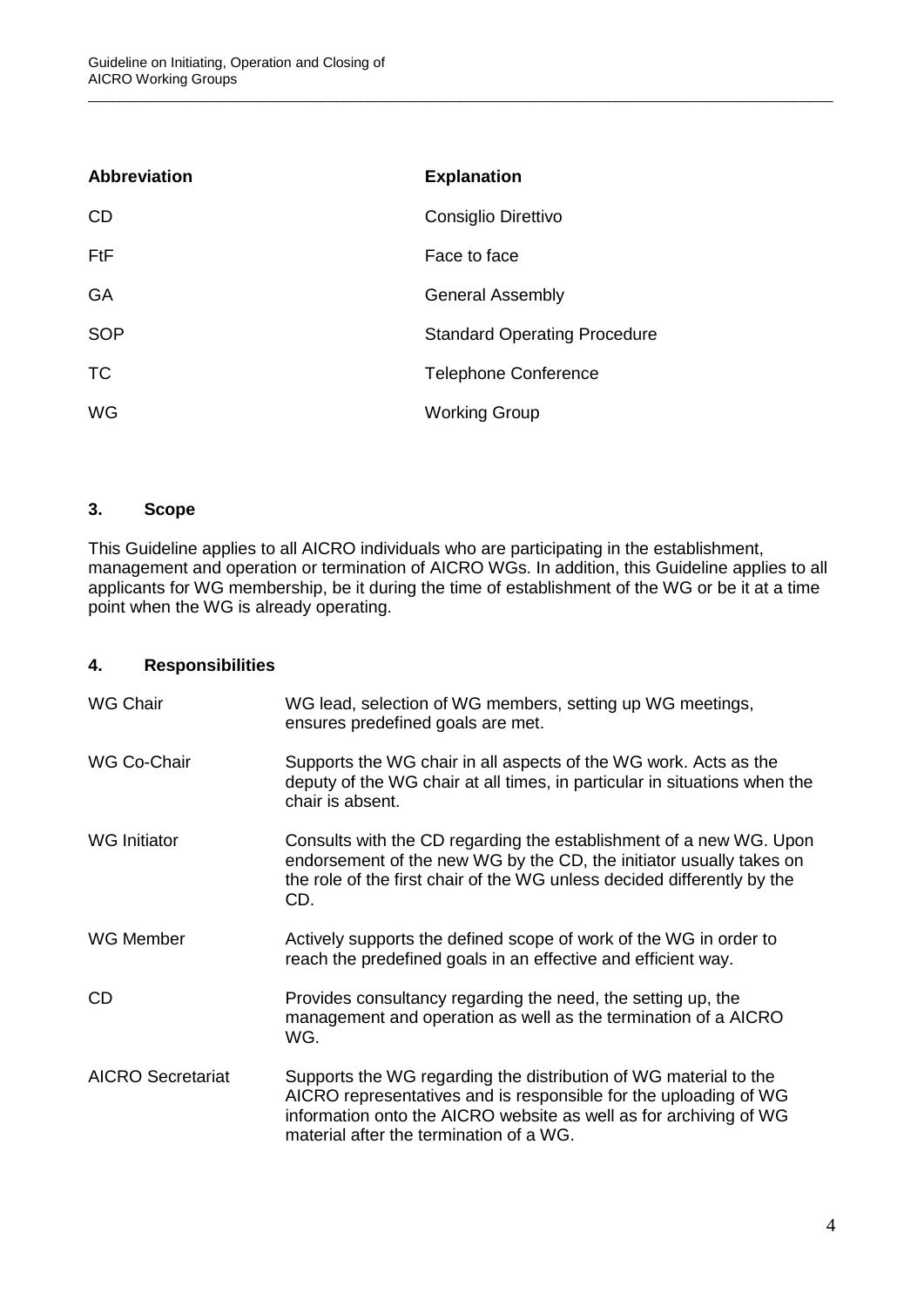| Abbreviation | Explanation |
| --- | --- |
| CD | Consiglio Direttivo |
| FtF | Face to face |
| GA | General Assembly |
| SOP | Standard Operating Procedure |
| TC | Telephone Conference |
| WG | Working Group |

## 3. Scope

This Guideline applies to all AICRO individuals who are participating in the establishment, management and operation or termination of AICRO WGs. In addition, this Guideline applies to all applicants for WG membership, be it during the time of establishment of the WG or be it at a time point when the WG is already operating.

## 4. Responsibilities

| | |
| --- | --- |
| WG Chair | WG lead, selection of WG members, setting up WG meetings, ensures predefined goals are met. |
| WG Co-Chair | Supports the WG chair in all aspects of the WG work. Acts as the deputy of the WG chair at all times, in particular in situations when the chair is absent. |
| WG Initiator | Consults with the CD regarding the establishment of a new WG. Upon endorsement of the new WG by the CD, the initiator usually takes on the role of the first chair of the WG unless decided differently by the CD. |
| WG Member | Actively supports the defined scope of work of the WG in order to reach the predefined goals in an effective and efficient way. |
| CD | Provides consultancy regarding the need, the setting up, the management and operation as well as the termination of a AICRO WG. |
| AICRO Secretariat | Supports the WG regarding the distribution of WG material to the AICRO representatives and is responsible for the uploading of WG information onto the AICRO website as well as for archiving of WG material after the termination of a WG. |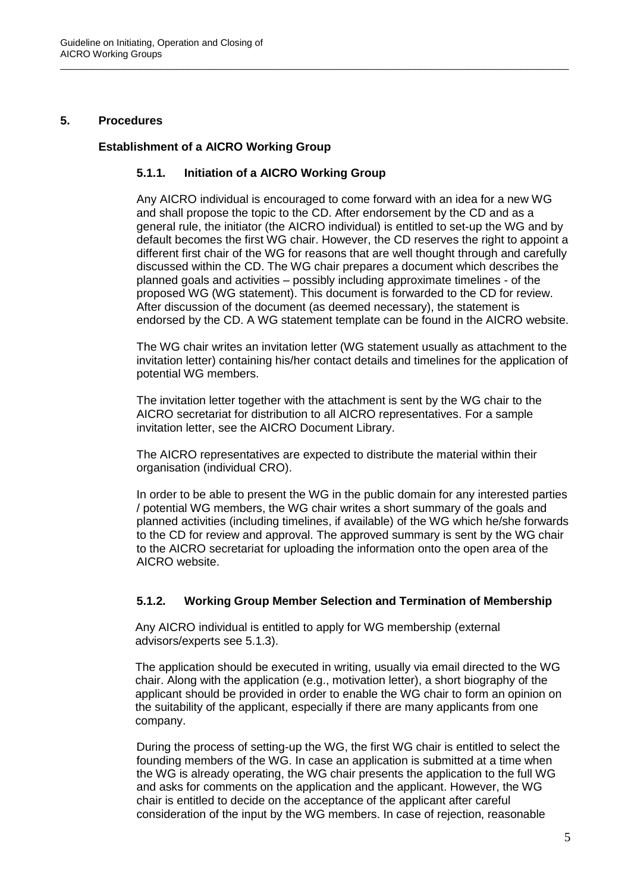# 5. Procedures

## Establishment of a AICRO Working Group

### 5.1.1. Initiation of a AICRO Working Group

Any AICRO individual is encouraged to come forward with an idea for a new WG and shall propose the topic to the CD. After endorsement by the CD and as a general rule, the initiator (the AICRO individual) is entitled to set-up the WG and by default becomes the first WG chair. However, the CD reserves the right to appoint a different first chair of the WG for reasons that are well thought through and carefully discussed within the CD. The WG chair prepares a document which describes the planned goals and activities – possibly including approximate timelines - of the proposed WG (WG statement). This document is forwarded to the CD for review. After discussion of the document (as deemed necessary), the statement is endorsed by the CD. A WG statement template can be found in the AICRO website.

The WG chair writes an invitation letter (WG statement usually as attachment to the invitation letter) containing his/her contact details and timelines for the application of potential WG members.

The invitation letter together with the attachment is sent by the WG chair to the AICRO secretariat for distribution to all AICRO representatives. For a sample invitation letter, see the AICRO Document Library.

The AICRO representatives are expected to distribute the material within their organisation (individual CRO).

In order to be able to present the WG in the public domain for any interested parties / potential WG members, the WG chair writes a short summary of the goals and planned activities (including timelines, if available) of the WG which he/she forwards to the CD for review and approval. The approved summary is sent by the WG chair to the AICRO secretariat for uploading the information onto the open area of the AICRO website.

### 5.1.2. Working Group Member Selection and Termination of Membership

Any AICRO individual is entitled to apply for WG membership (external advisors/experts see 5.1.3).

The application should be executed in writing, usually via email directed to the WG chair. Along with the application (e.g., motivation letter), a short biography of the applicant should be provided in order to enable the WG chair to form an opinion on the suitability of the applicant, especially if there are many applicants from one company.

During the process of setting-up the WG, the first WG chair is entitled to select the founding members of the WG. In case an application is submitted at a time when the WG is already operating, the WG chair presents the application to the full WG and asks for comments on the application and the applicant. However, the WG chair is entitled to decide on the acceptance of the applicant after careful consideration of the input by the WG members. In case of rejection, reasonable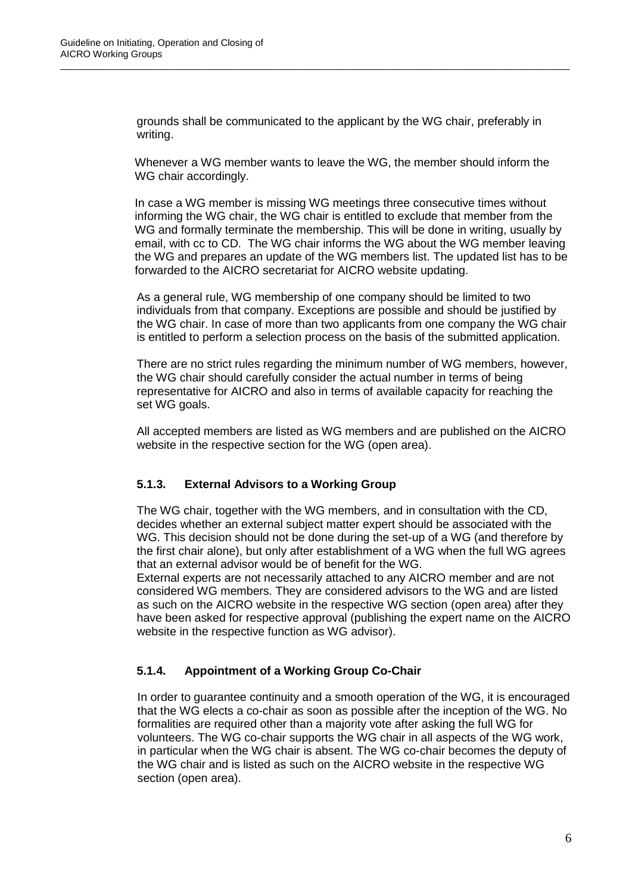grounds shall be communicated to the applicant by the WG chair, preferably in writing.

Whenever a WG member wants to leave the WG, the member should inform the WG chair accordingly.

In case a WG member is missing WG meetings three consecutive times without informing the WG chair, the WG chair is entitled to exclude that member from the WG and formally terminate the membership. This will be done in writing, usually by email, with cc to CD. The WG chair informs the WG about the WG member leaving the WG and prepares an update of the WG members list. The updated list has to be forwarded to the AICRO secretariat for AICRO website updating.

As a general rule, WG membership of one company should be limited to two individuals from that company. Exceptions are possible and should be justified by the WG chair. In case of more than two applicants from one company the WG chair is entitled to perform a selection process on the basis of the submitted application.

There are no strict rules regarding the minimum number of WG members, however, the WG chair should carefully consider the actual number in terms of being representative for AICRO and also in terms of available capacity for reaching the set WG goals.

All accepted members are listed as WG members and are published on the AICRO website in the respective section for the WG (open area).

#### 5.1.3. External Advisors to a Working Group

The WG chair, together with the WG members, and in consultation with the CD, decides whether an external subject matter expert should be associated with the WG. This decision should not be done during the set-up of a WG (and therefore by the first chair alone), but only after establishment of a WG when the full WG agrees that an external advisor would be of benefit for the WG.
External experts are not necessarily attached to any AICRO member and are not considered WG members. They are considered advisors to the WG and are listed as such on the AICRO website in the respective WG section (open area) after they have been asked for respective approval (publishing the expert name on the AICRO website in the respective function as WG advisor).

#### 5.1.4. Appointment of a Working Group Co-Chair

In order to guarantee continuity and a smooth operation of the WG, it is encouraged that the WG elects a co-chair as soon as possible after the inception of the WG. No formalities are required other than a majority vote after asking the full WG for volunteers. The WG co-chair supports the WG chair in all aspects of the WG work, in particular when the WG chair is absent. The WG co-chair becomes the deputy of the WG chair and is listed as such on the AICRO website in the respective WG section (open area).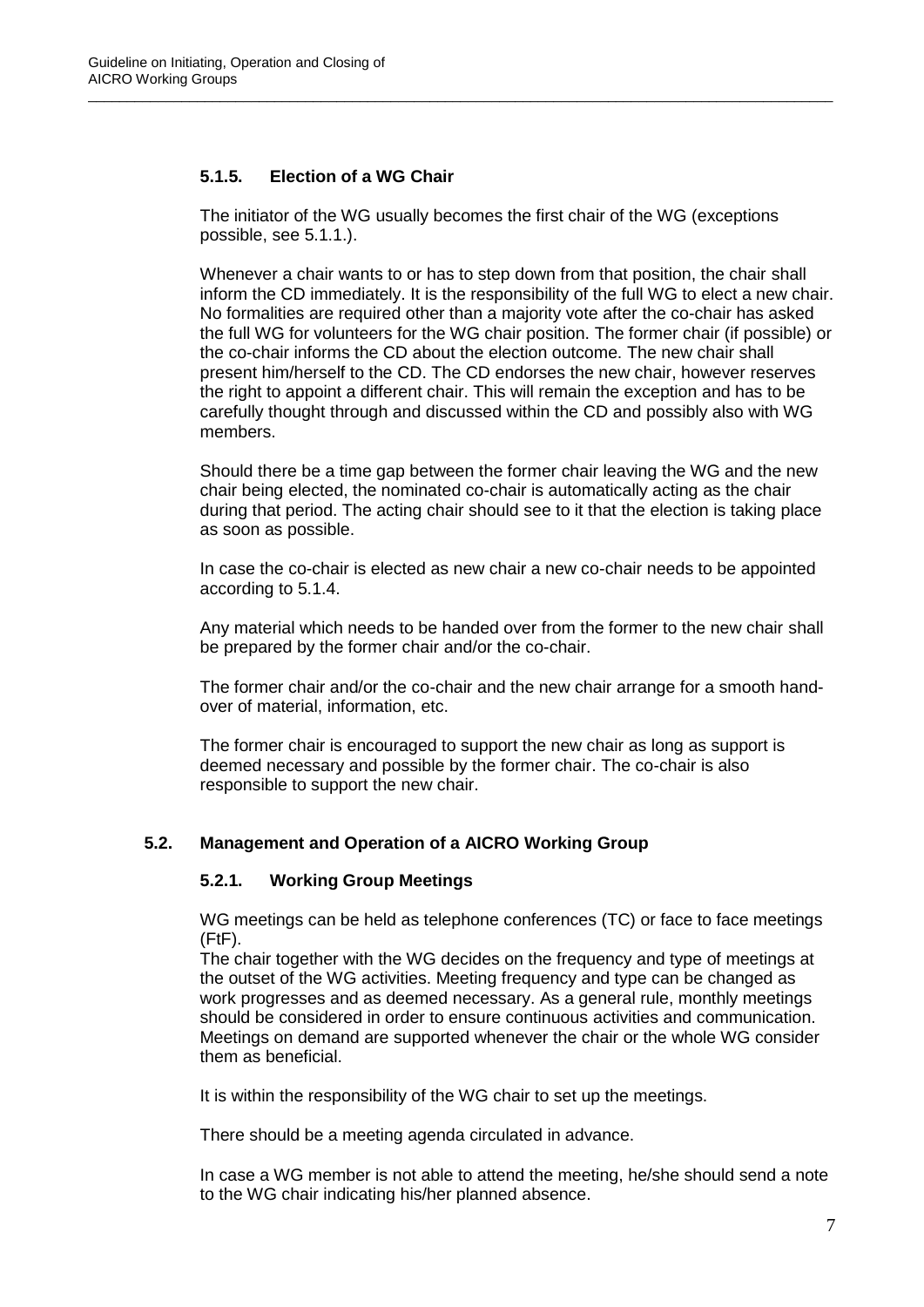#### 5.1.5. Election of a WG Chair

The initiator of the WG usually becomes the first chair of the WG (exceptions possible, see 5.1.1.).

Whenever a chair wants to or has to step down from that position, the chair shall inform the CD immediately. It is the responsibility of the full WG to elect a new chair. No formalities are required other than a majority vote after the co-chair has asked the full WG for volunteers for the WG chair position. The former chair (if possible) or the co-chair informs the CD about the election outcome. The new chair shall present him/herself to the CD. The CD endorses the new chair, however reserves the right to appoint a different chair. This will remain the exception and has to be carefully thought through and discussed within the CD and possibly also with WG members.

Should there be a time gap between the former chair leaving the WG and the new chair being elected, the nominated co-chair is automatically acting as the chair during that period. The acting chair should see to it that the election is taking place as soon as possible.

In case the co-chair is elected as new chair a new co-chair needs to be appointed according to 5.1.4.

Any material which needs to be handed over from the former to the new chair shall be prepared by the former chair and/or the co-chair.

The former chair and/or the co-chair and the new chair arrange for a smooth hand-over of material, information, etc.

The former chair is encouraged to support the new chair as long as support is deemed necessary and possible by the former chair. The co-chair is also responsible to support the new chair.

### 5.2. Management and Operation of a AICRO Working Group

#### 5.2.1. Working Group Meetings

WG meetings can be held as telephone conferences (TC) or face to face meetings (FtF).
The chair together with the WG decides on the frequency and type of meetings at the outset of the WG activities. Meeting frequency and type can be changed as work progresses and as deemed necessary. As a general rule, monthly meetings should be considered in order to ensure continuous activities and communication. Meetings on demand are supported whenever the chair or the whole WG consider them as beneficial.

It is within the responsibility of the WG chair to set up the meetings.

There should be a meeting agenda circulated in advance.

In case a WG member is not able to attend the meeting, he/she should send a note to the WG chair indicating his/her planned absence.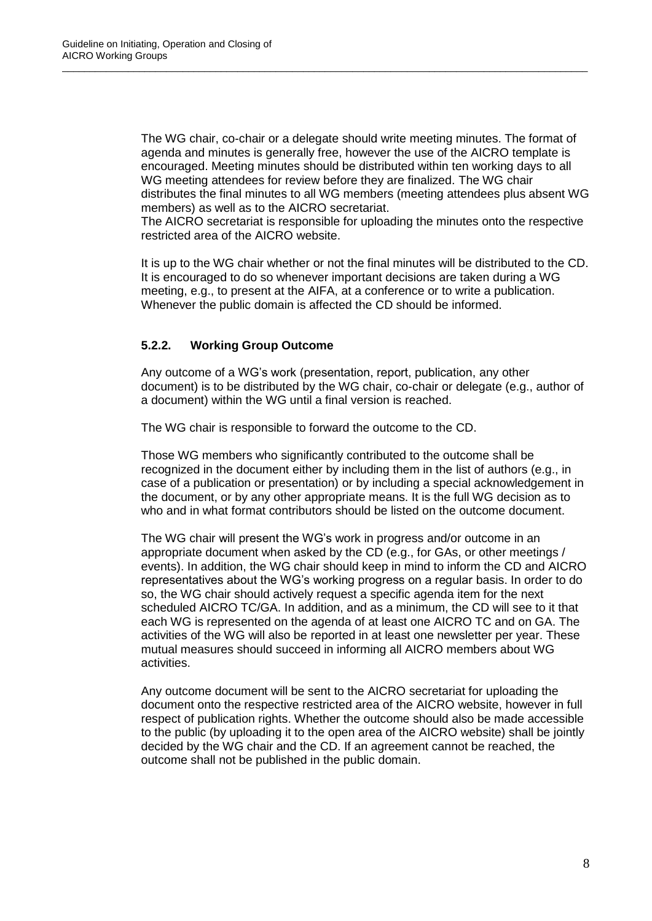The WG chair, co-chair or a delegate should write meeting minutes. The format of agenda and minutes is generally free, however the use of the AICRO template is encouraged. Meeting minutes should be distributed within ten working days to all WG meeting attendees for review before they are finalized. The WG chair distributes the final minutes to all WG members (meeting attendees plus absent WG members) as well as to the AICRO secretariat.
The AICRO secretariat is responsible for uploading the minutes onto the respective restricted area of the AICRO website.

It is up to the WG chair whether or not the final minutes will be distributed to the CD. It is encouraged to do so whenever important decisions are taken during a WG meeting, e.g., to present at the AIFA, at a conference or to write a publication. Whenever the public domain is affected the CD should be informed.

### 5.2.2. Working Group Outcome

Any outcome of a WG's work (presentation, report, publication, any other document) is to be distributed by the WG chair, co-chair or delegate (e.g., author of a document) within the WG until a final version is reached.

The WG chair is responsible to forward the outcome to the CD.

Those WG members who significantly contributed to the outcome shall be recognized in the document either by including them in the list of authors (e.g., in case of a publication or presentation) or by including a special acknowledgement in the document, or by any other appropriate means. It is the full WG decision as to who and in what format contributors should be listed on the outcome document.

The WG chair will present the WG's work in progress and/or outcome in an appropriate document when asked by the CD (e.g., for GAs, or other meetings / events). In addition, the WG chair should keep in mind to inform the CD and AICRO representatives about the WG's working progress on a regular basis. In order to do so, the WG chair should actively request a specific agenda item for the next scheduled AICRO TC/GA. In addition, and as a minimum, the CD will see to it that each WG is represented on the agenda of at least one AICRO TC and on GA. The activities of the WG will also be reported in at least one newsletter per year. These mutual measures should succeed in informing all AICRO members about WG activities.

Any outcome document will be sent to the AICRO secretariat for uploading the document onto the respective restricted area of the AICRO website, however in full respect of publication rights. Whether the outcome should also be made accessible to the public (by uploading it to the open area of the AICRO website) shall be jointly decided by the WG chair and the CD. If an agreement cannot be reached, the outcome shall not be published in the public domain.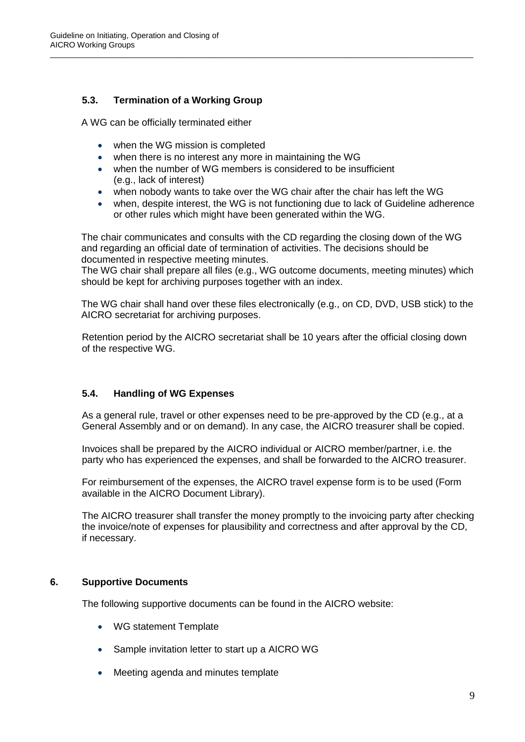### 5.3. Termination of a Working Group

A WG can be officially terminated either

- when the WG mission is completed
- when there is no interest any more in maintaining the WG
- when the number of WG members is considered to be insufficient (e.g., lack of interest)
- when nobody wants to take over the WG chair after the chair has left the WG
- when, despite interest, the WG is not functioning due to lack of Guideline adherence or other rules which might have been generated within the WG.

The chair communicates and consults with the CD regarding the closing down of the WG and regarding an official date of termination of activities. The decisions should be documented in respective meeting minutes.
The WG chair shall prepare all files (e.g., WG outcome documents, meeting minutes) which should be kept for archiving purposes together with an index.

The WG chair shall hand over these files electronically (e.g., on CD, DVD, USB stick) to the AICRO secretariat for archiving purposes.

Retention period by the AICRO secretariat shall be 10 years after the official closing down of the respective WG.

### 5.4. Handling of WG Expenses

As a general rule, travel or other expenses need to be pre-approved by the CD (e.g., at a General Assembly and or on demand). In any case, the AICRO treasurer shall be copied.

Invoices shall be prepared by the AICRO individual or AICRO member/partner, i.e. the party who has experienced the expenses, and shall be forwarded to the AICRO treasurer.

For reimbursement of the expenses, the AICRO travel expense form is to be used (Form available in the AICRO Document Library).

The AICRO treasurer shall transfer the money promptly to the invoicing party after checking the invoice/note of expenses for plausibility and correctness and after approval by the CD, if necessary.

## 6. Supportive Documents

The following supportive documents can be found in the AICRO website:

- WG statement Template
- Sample invitation letter to start up a AICRO WG
- Meeting agenda and minutes template